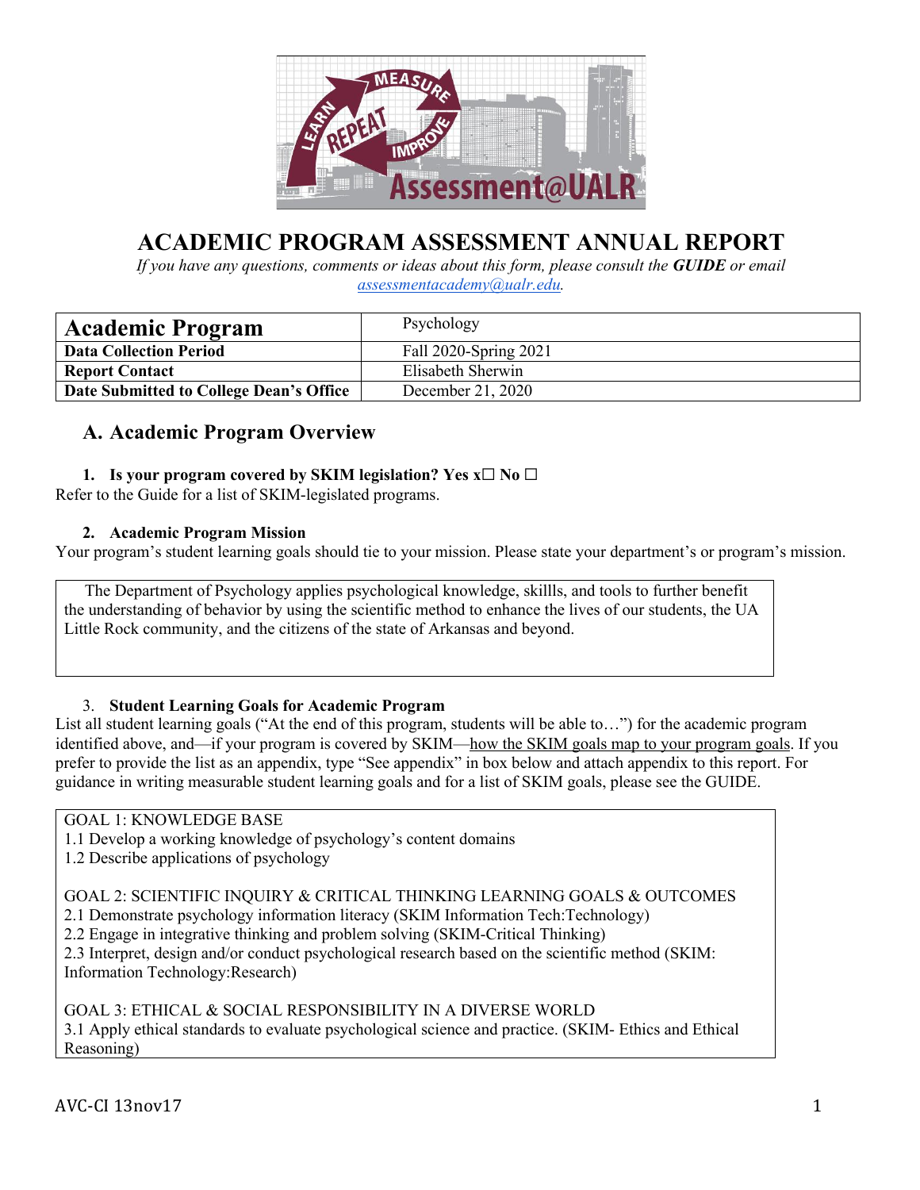# ACADEMIC PROGRAM ASSESSMENT ANNUAL REPORT

*If you have any questions, comments or ideas about this form, please consult the* ***GUIDE*** *or email* *assessmentacademy@ualr.edu.*

| **Academic Program** | Psychology |
|---|---|
| **Data Collection Period** | Fall 2020-Spring 2021 |
| **Report Contact** | Elisabeth Sherwin |
| **Date Submitted to College Dean's Office** | December 21, 2020 |

## A. Academic Program Overview

### 1. Is your program covered by SKIM legislation? Yes x☐ No ☐

Refer to the Guide for a list of SKIM-legislated programs.

### 2. Academic Program Mission

Your program's student learning goals should tie to your mission. Please state your department's or program's mission.

The Department of Psychology applies psychological knowledge, skillls, and tools to further benefit the understanding of behavior by using the scientific method to enhance the lives of our students, the UA Little Rock community, and the citizens of the state of Arkansas and beyond.

### 3. Student Learning Goals for Academic Program

List all student learning goals ("At the end of this program, students will be able to…") for the academic program identified above, and—if your program is covered by SKIM—how the SKIM goals map to your program goals. If you prefer to provide the list as an appendix, type "See appendix" in box below and attach appendix to this report. For guidance in writing measurable student learning goals and for a list of SKIM goals, please see the GUIDE.

GOAL 1: KNOWLEDGE BASE
1.1 Develop a working knowledge of psychology's content domains
1.2 Describe applications of psychology

GOAL 2: SCIENTIFIC INQUIRY & CRITICAL THINKING LEARNING GOALS & OUTCOMES
2.1 Demonstrate psychology information literacy (SKIM Information Tech:Technology)
2.2 Engage in integrative thinking and problem solving (SKIM-Critical Thinking)
2.3 Interpret, design and/or conduct psychological research based on the scientific method (SKIM: Information Technology:Research)

GOAL 3: ETHICAL & SOCIAL RESPONSIBILITY IN A DIVERSE WORLD
3.1 Apply ethical standards to evaluate psychological science and practice. (SKIM- Ethics and Ethical Reasoning)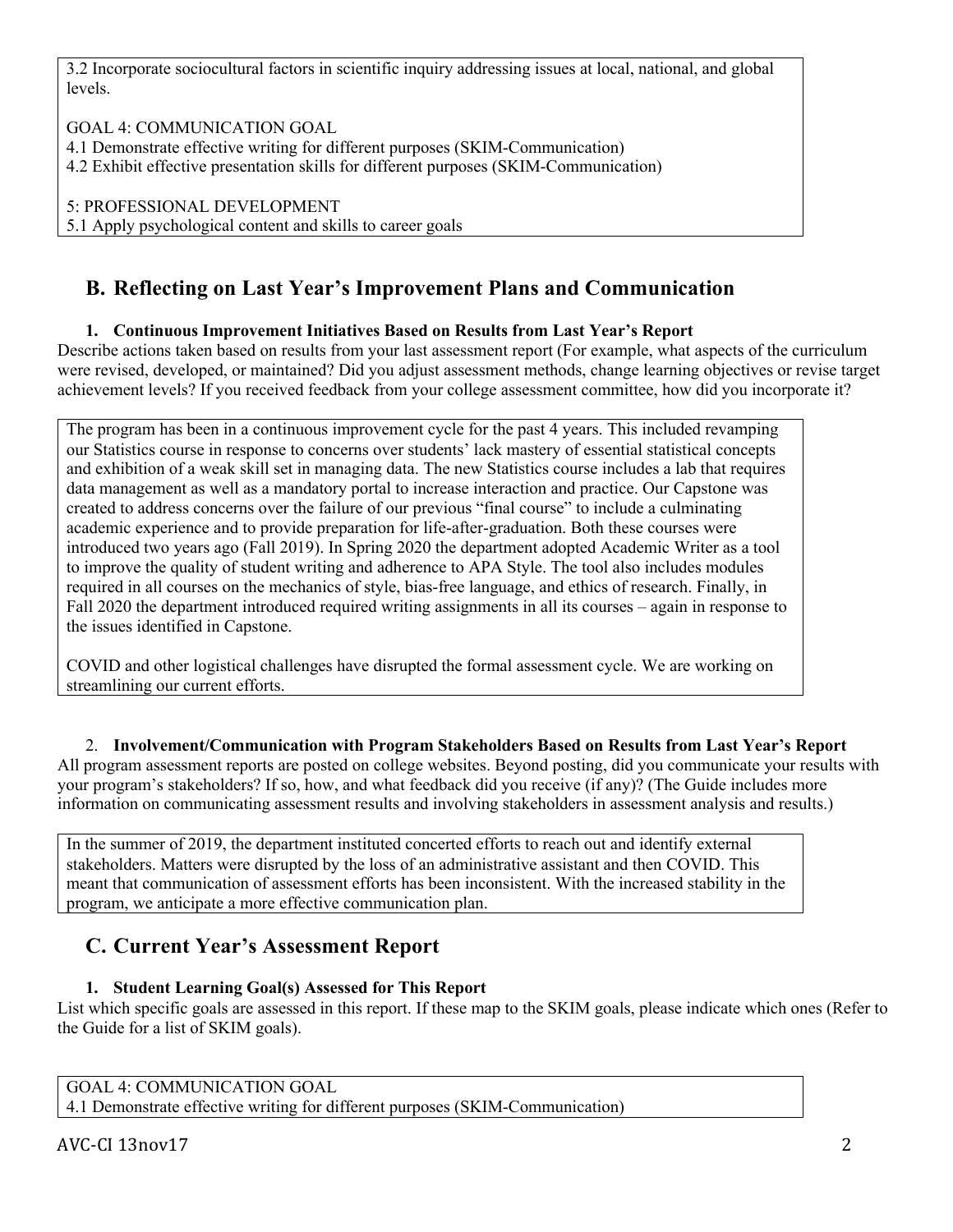3.2 Incorporate sociocultural factors in scientific inquiry addressing issues at local, national, and global levels.

GOAL 4: COMMUNICATION GOAL
4.1 Demonstrate effective writing for different purposes (SKIM-Communication)
4.2 Exhibit effective presentation skills for different purposes (SKIM-Communication)

5: PROFESSIONAL DEVELOPMENT
5.1 Apply psychological content and skills to career goals

## B. Reflecting on Last Year's Improvement Plans and Communication

### 1. Continuous Improvement Initiatives Based on Results from Last Year's Report

Describe actions taken based on results from your last assessment report (For example, what aspects of the curriculum were revised, developed, or maintained? Did you adjust assessment methods, change learning objectives or revise target achievement levels? If you received feedback from your college assessment committee, how did you incorporate it?

The program has been in a continuous improvement cycle for the past 4 years. This included revamping our Statistics course in response to concerns over students' lack mastery of essential statistical concepts and exhibition of a weak skill set in managing data. The new Statistics course includes a lab that requires data management as well as a mandatory portal to increase interaction and practice. Our Capstone was created to address concerns over the failure of our previous "final course" to include a culminating academic experience and to provide preparation for life-after-graduation. Both these courses were introduced two years ago (Fall 2019). In Spring 2020 the department adopted Academic Writer as a tool to improve the quality of student writing and adherence to APA Style. The tool also includes modules required in all courses on the mechanics of style, bias-free language, and ethics of research. Finally, in Fall 2020 the department introduced required writing assignments in all its courses – again in response to the issues identified in Capstone.

COVID and other logistical challenges have disrupted the formal assessment cycle. We are working on streamlining our current efforts.

### 2. Involvement/Communication with Program Stakeholders Based on Results from Last Year's Report

All program assessment reports are posted on college websites. Beyond posting, did you communicate your results with your program's stakeholders? If so, how, and what feedback did you receive (if any)? (The Guide includes more information on communicating assessment results and involving stakeholders in assessment analysis and results.)

In the summer of 2019, the department instituted concerted efforts to reach out and identify external stakeholders. Matters were disrupted by the loss of an administrative assistant and then COVID. This meant that communication of assessment efforts has been inconsistent. With the increased stability in the program, we anticipate a more effective communication plan.

## C. Current Year's Assessment Report

### 1. Student Learning Goal(s) Assessed for This Report

List which specific goals are assessed in this report. If these map to the SKIM goals, please indicate which ones (Refer to the Guide for a list of SKIM goals).

GOAL 4: COMMUNICATION GOAL
4.1 Demonstrate effective writing for different purposes (SKIM-Communication)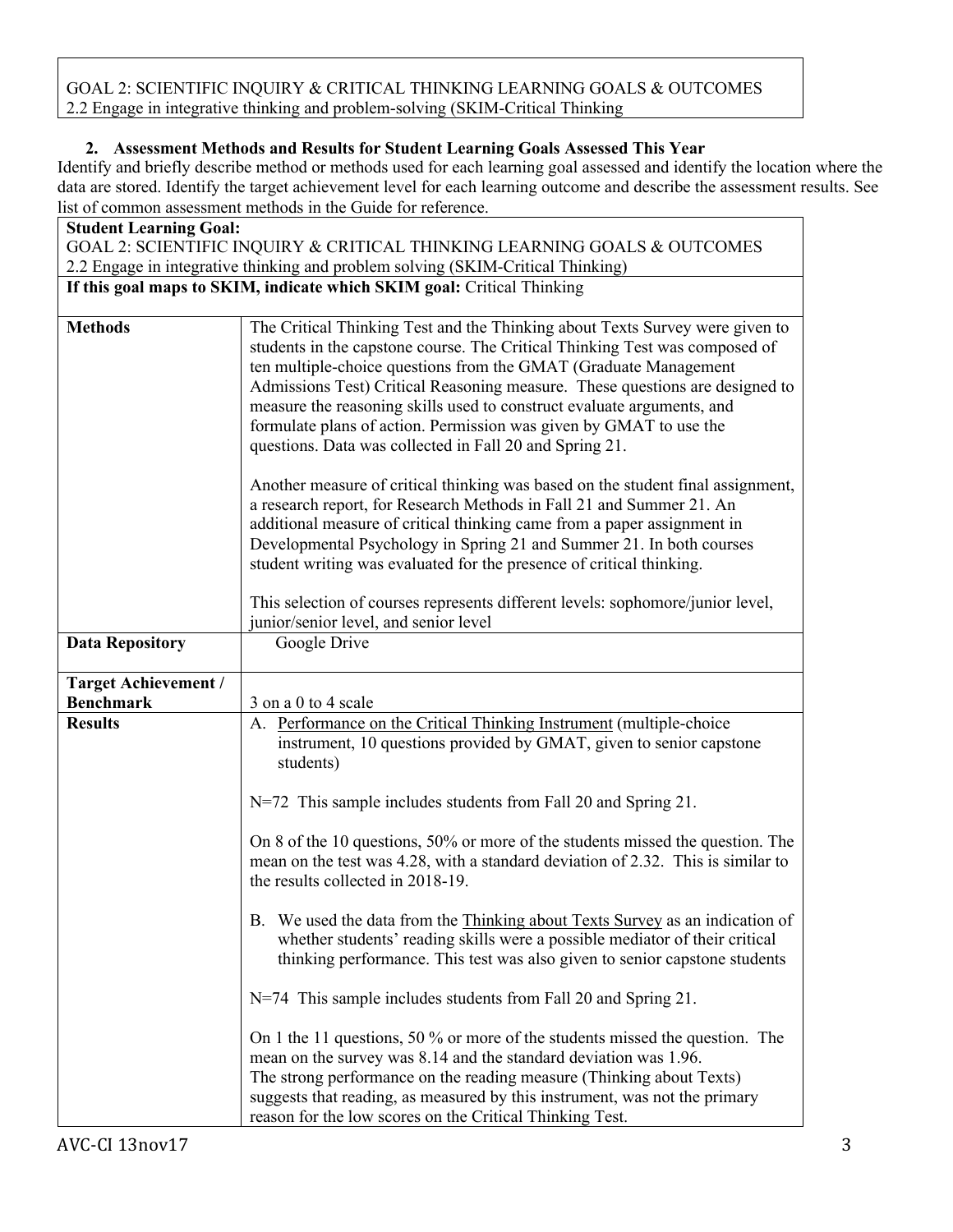| GOAL 2: SCIENTIFIC INQUIRY & CRITICAL THINKING LEARNING GOALS & OUTCOMES<br>2.2 Engage in integrative thinking and problem-solving (SKIM-Critical Thinking |
|---|

**2. Assessment Methods and Results for Student Learning Goals Assessed This Year**

Identify and briefly describe method or methods used for each learning goal assessed and identify the location where the data are stored. Identify the target achievement level for each learning outcome and describe the assessment results. See list of common assessment methods in the Guide for reference.

| **Student Learning Goal:**<br>GOAL 2: SCIENTIFIC INQUIRY & CRITICAL THINKING LEARNING GOALS & OUTCOMES<br>2.2 Engage in integrative thinking and problem solving (SKIM-Critical Thinking) | |
|---|---|
| **If this goal maps to SKIM, indicate which SKIM goal:** Critical Thinking | |
| **Methods** | The Critical Thinking Test and the Thinking about Texts Survey were given to students in the capstone course. The Critical Thinking Test was composed of ten multiple-choice questions from the GMAT (Graduate Management Admissions Test) Critical Reasoning measure. These questions are designed to measure the reasoning skills used to construct evaluate arguments, and formulate plans of action. Permission was given by GMAT to use the questions. Data was collected in Fall 20 and Spring 21.<br><br>Another measure of critical thinking was based on the student final assignment, a research report, for Research Methods in Fall 21 and Summer 21. An additional measure of critical thinking came from a paper assignment in Developmental Psychology in Spring 21 and Summer 21. In both courses student writing was evaluated for the presence of critical thinking.<br><br>This selection of courses represents different levels: sophomore/junior level, junior/senior level, and senior level |
| **Data Repository** | Google Drive |
| **Target Achievement / Benchmark** | 3 on a 0 to 4 scale |
| **Results** | A. Performance on the Critical Thinking Instrument (multiple-choice instrument, 10 questions provided by GMAT, given to senior capstone students)<br><br>N=72 This sample includes students from Fall 20 and Spring 21.<br><br>On 8 of the 10 questions, 50% or more of the students missed the question. The mean on the test was 4.28, with a standard deviation of 2.32. This is similar to the results collected in 2018-19.<br><br>B. We used the data from the Thinking about Texts Survey as an indication of whether students' reading skills were a possible mediator of their critical thinking performance. This test was also given to senior capstone students<br><br>N=74 This sample includes students from Fall 20 and Spring 21.<br><br>On 1 the 11 questions, 50 % or more of the students missed the question. The mean on the survey was 8.14 and the standard deviation was 1.96.<br>The strong performance on the reading measure (Thinking about Texts) suggests that reading, as measured by this instrument, was not the primary reason for the low scores on the Critical Thinking Test. |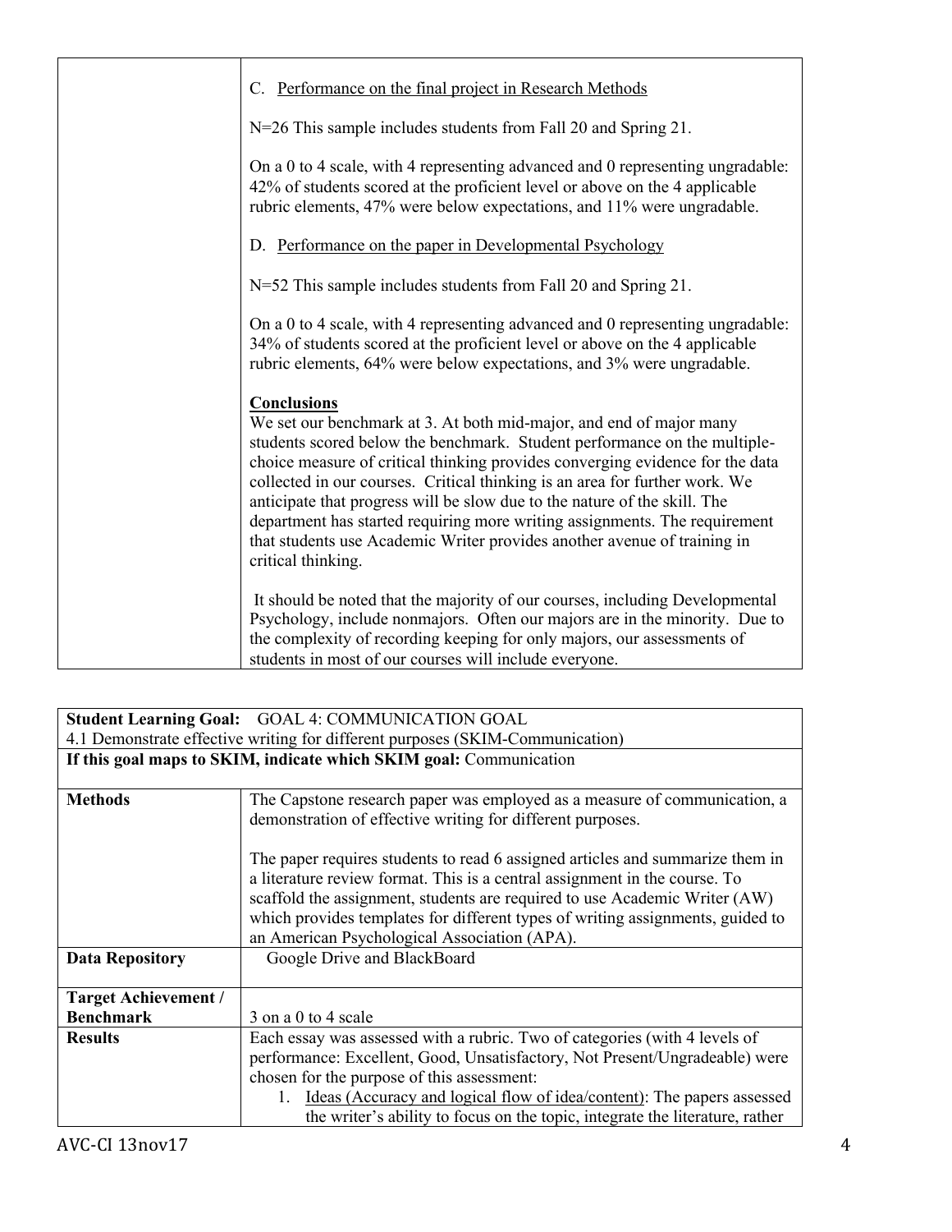| | |
|---|---|
| | C. <u>Performance on the final project in Research Methods</u><br><br>N=26 This sample includes students from Fall 20 and Spring 21.<br><br>On a 0 to 4 scale, with 4 representing advanced and 0 representing ungradable: 42% of students scored at the proficient level or above on the 4 applicable rubric elements, 47% were below expectations, and 11% were ungradable.<br><br>D. <u>Performance on the paper in Developmental Psychology</u><br><br>N=52 This sample includes students from Fall 20 and Spring 21.<br><br>On a 0 to 4 scale, with 4 representing advanced and 0 representing ungradable: 34% of students scored at the proficient level or above on the 4 applicable rubric elements, 64% were below expectations, and 3% were ungradable.<br><br>**<u>Conclusions</u>**<br>We set our benchmark at 3. At both mid-major, and end of major many students scored below the benchmark. Student performance on the multiple-choice measure of critical thinking provides converging evidence for the data collected in our courses. Critical thinking is an area for further work. We anticipate that progress will be slow due to the nature of the skill. The department has started requiring more writing assignments. The requirement that students use Academic Writer provides another avenue of training in critical thinking.<br><br>It should be noted that the majority of our courses, including Developmental Psychology, include nonmajors. Often our majors are in the minority. Due to the complexity of recording keeping for only majors, our assessments of students in most of our courses will include everyone. |

| **Student Learning Goal:** GOAL 4: COMMUNICATION GOAL<br>4.1 Demonstrate effective writing for different purposes (SKIM-Communication) | |
|---|---|
| **If this goal maps to SKIM, indicate which SKIM goal:** Communication | |
| **Methods** | The Capstone research paper was employed as a measure of communication, a demonstration of effective writing for different purposes.<br><br>The paper requires students to read 6 assigned articles and summarize them in a literature review format. This is a central assignment in the course. To scaffold the assignment, students are required to use Academic Writer (AW) which provides templates for different types of writing assignments, guided to an American Psychological Association (APA). |
| **Data Repository** | Google Drive and BlackBoard |
| **Target Achievement / Benchmark** | 3 on a 0 to 4 scale |
| **Results** | Each essay was assessed with a rubric. Two of categories (with 4 levels of performance: Excellent, Good, Unsatisfactory, Not Present/Ungradeable) were chosen for the purpose of this assessment:<br>1. <u>Ideas (Accuracy and logical flow of idea/content)</u>: The papers assessed the writer's ability to focus on the topic, integrate the literature, rather |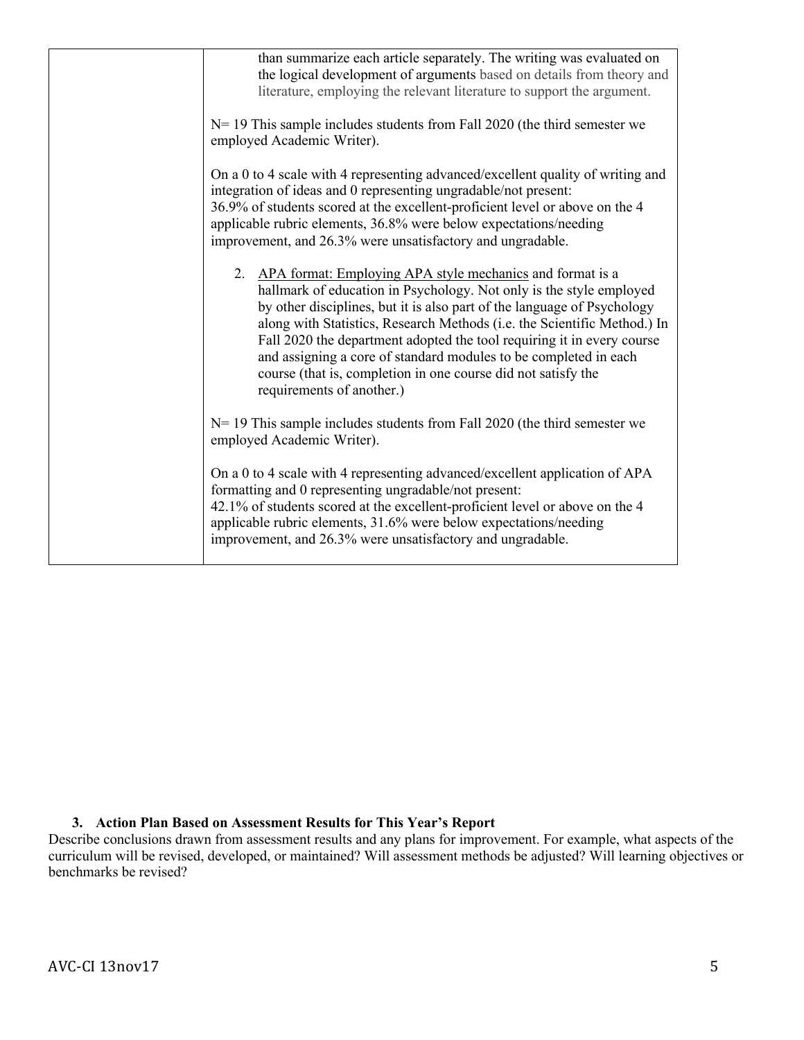| | than summarize each article separately. The writing was evaluated on the logical development of arguments based on details from theory and literature, employing the relevant literature to support the argument.<br><br>N= 19 This sample includes students from Fall 2020 (the third semester we employed Academic Writer).<br><br>On a 0 to 4 scale with 4 representing advanced/excellent quality of writing and integration of ideas and 0 representing ungradable/not present:<br>36.9% of students scored at the excellent-proficient level or above on the 4 applicable rubric elements, 36.8% were below expectations/needing improvement, and 26.3% were unsatisfactory and ungradable.<br><br>2. APA format: Employing APA style mechanics and format is a hallmark of education in Psychology. Not only is the style employed by other disciplines, but it is also part of the language of Psychology along with Statistics, Research Methods (i.e. the Scientific Method.) In Fall 2020 the department adopted the tool requiring it in every course and assigning a core of standard modules to be completed in each course (that is, completion in one course did not satisfy the requirements of another.)<br><br>N= 19 This sample includes students from Fall 2020 (the third semester we employed Academic Writer).<br><br>On a 0 to 4 scale with 4 representing advanced/excellent application of APA formatting and 0 representing ungradable/not present:<br>42.1% of students scored at the excellent-proficient level or above on the 4 applicable rubric elements, 31.6% were below expectations/needing improvement, and 26.3% were unsatisfactory and ungradable. |
|---|---|

### 3. Action Plan Based on Assessment Results for This Year's Report

Describe conclusions drawn from assessment results and any plans for improvement. For example, what aspects of the curriculum will be revised, developed, or maintained? Will assessment methods be adjusted? Will learning objectives or benchmarks be revised?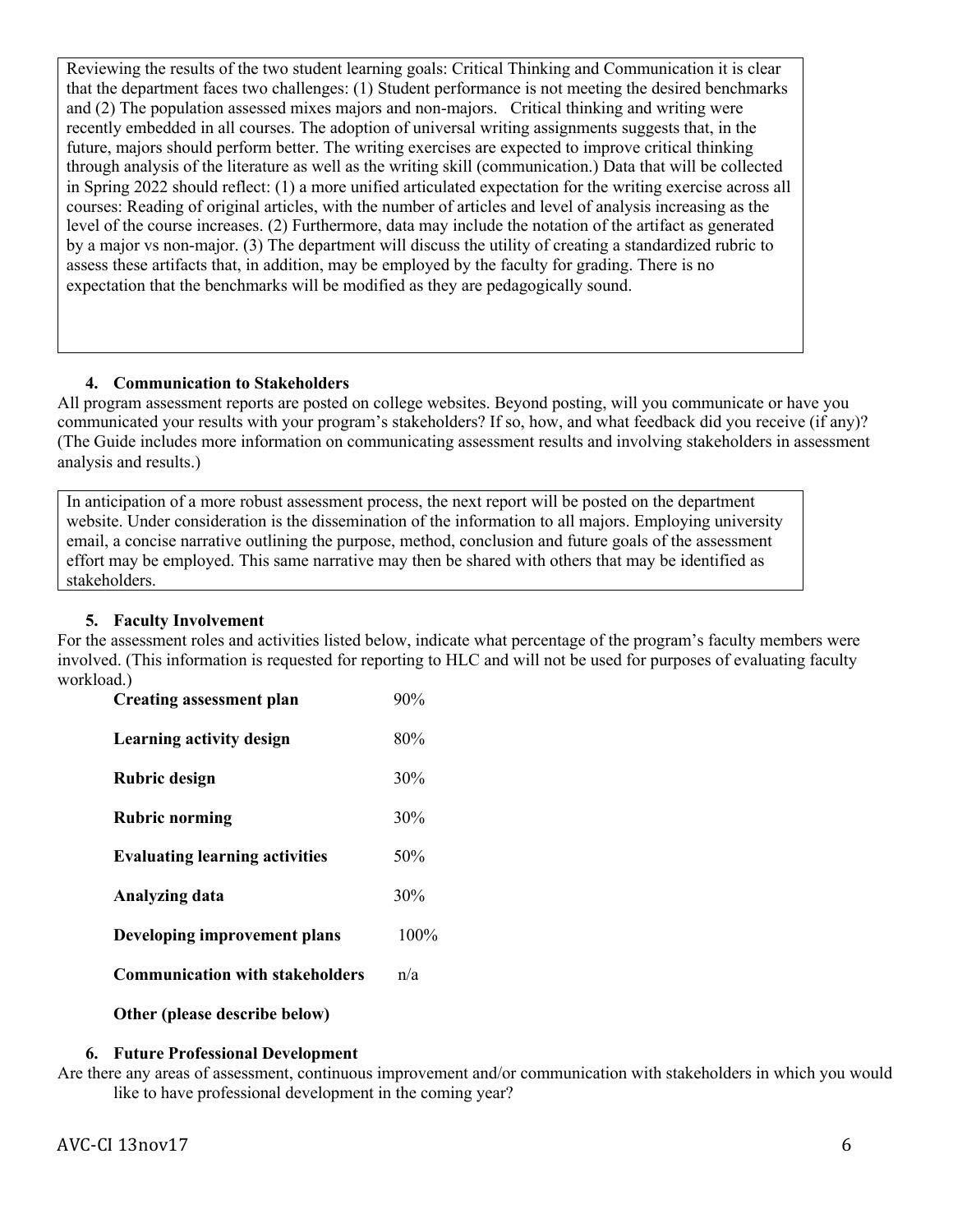Reviewing the results of the two student learning goals: Critical Thinking and Communication it is clear that the department faces two challenges: (1) Student performance is not meeting the desired benchmarks and (2) The population assessed mixes majors and non-majors. Critical thinking and writing were recently embedded in all courses. The adoption of universal writing assignments suggests that, in the future, majors should perform better. The writing exercises are expected to improve critical thinking through analysis of the literature as well as the writing skill (communication.) Data that will be collected in Spring 2022 should reflect: (1) a more unified articulated expectation for the writing exercise across all courses: Reading of original articles, with the number of articles and level of analysis increasing as the level of the course increases. (2) Furthermore, data may include the notation of the artifact as generated by a major vs non-major. (3) The department will discuss the utility of creating a standardized rubric to assess these artifacts that, in addition, may be employed by the faculty for grading. There is no expectation that the benchmarks will be modified as they are pedagogically sound.

### 4. Communication to Stakeholders

All program assessment reports are posted on college websites. Beyond posting, will you communicate or have you communicated your results with your program's stakeholders? If so, how, and what feedback did you receive (if any)? (The Guide includes more information on communicating assessment results and involving stakeholders in assessment analysis and results.)

In anticipation of a more robust assessment process, the next report will be posted on the department website. Under consideration is the dissemination of the information to all majors. Employing university email, a concise narrative outlining the purpose, method, conclusion and future goals of the assessment effort may be employed. This same narrative may then be shared with others that may be identified as stakeholders.

### 5. Faculty Involvement

For the assessment roles and activities listed below, indicate what percentage of the program's faculty members were involved. (This information is requested for reporting to HLC and will not be used for purposes of evaluating faculty workload.)

| | |
|---|---|
| **Creating assessment plan** | 90% |
| **Learning activity design** | 80% |
| **Rubric design** | 30% |
| **Rubric norming** | 30% |
| **Evaluating learning activities** | 50% |
| **Analyzing data** | 30% |
| **Developing improvement plans** | 100% |
| **Communication with stakeholders** | n/a |
| **Other (please describe below)** | |

### 6. Future Professional Development

Are there any areas of assessment, continuous improvement and/or communication with stakeholders in which you would like to have professional development in the coming year?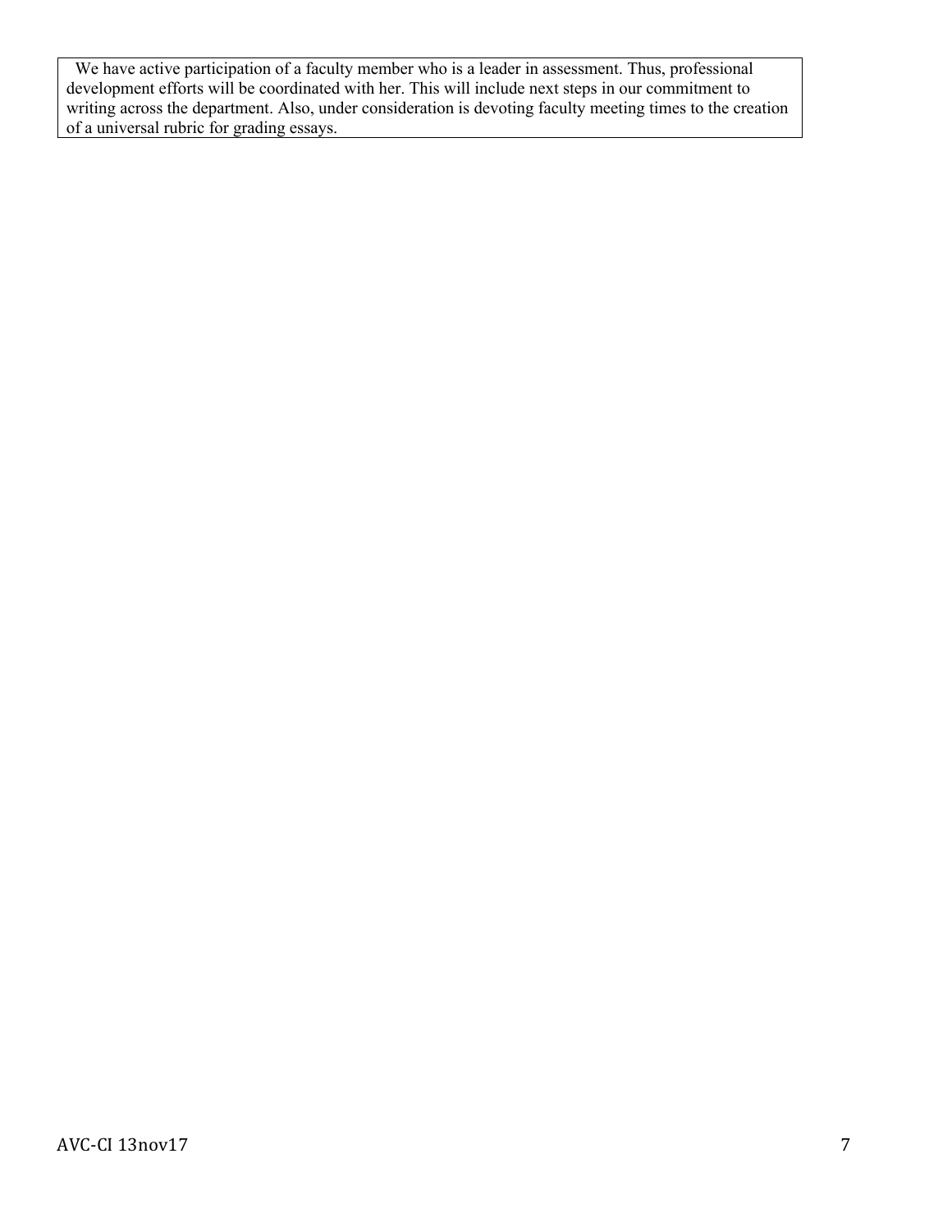We have active participation of a faculty member who is a leader in assessment. Thus, professional development efforts will be coordinated with her. This will include next steps in our commitment to writing across the department. Also, under consideration is devoting faculty meeting times to the creation of a universal rubric for grading essays.